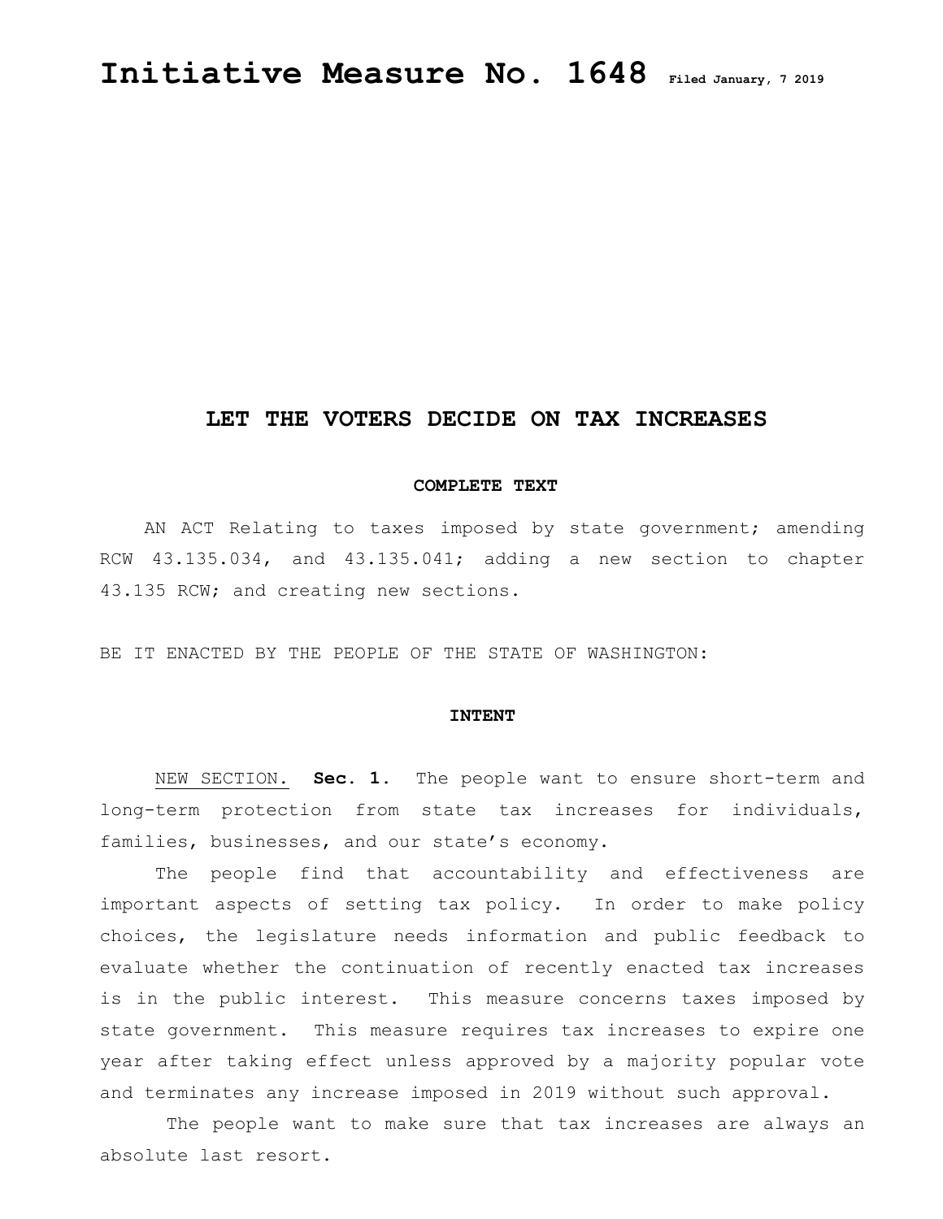# Initiative Measure No. 1648 Filed January, 7 2019

## LET THE VOTERS DECIDE ON TAX INCREASES

### COMPLETE TEXT

AN ACT Relating to taxes imposed by state government; amending RCW 43.135.034, and 43.135.041; adding a new section to chapter 43.135 RCW; and creating new sections.

BE IT ENACTED BY THE PEOPLE OF THE STATE OF WASHINGTON:

### INTENT

NEW SECTION. **Sec. 1.** The people want to ensure short-term and long-term protection from state tax increases for individuals, families, businesses, and our state's economy.

The people find that accountability and effectiveness are important aspects of setting tax policy. In order to make policy choices, the legislature needs information and public feedback to evaluate whether the continuation of recently enacted tax increases is in the public interest. This measure concerns taxes imposed by state government. This measure requires tax increases to expire one year after taking effect unless approved by a majority popular vote and terminates any increase imposed in 2019 without such approval.

The people want to make sure that tax increases are always an absolute last resort.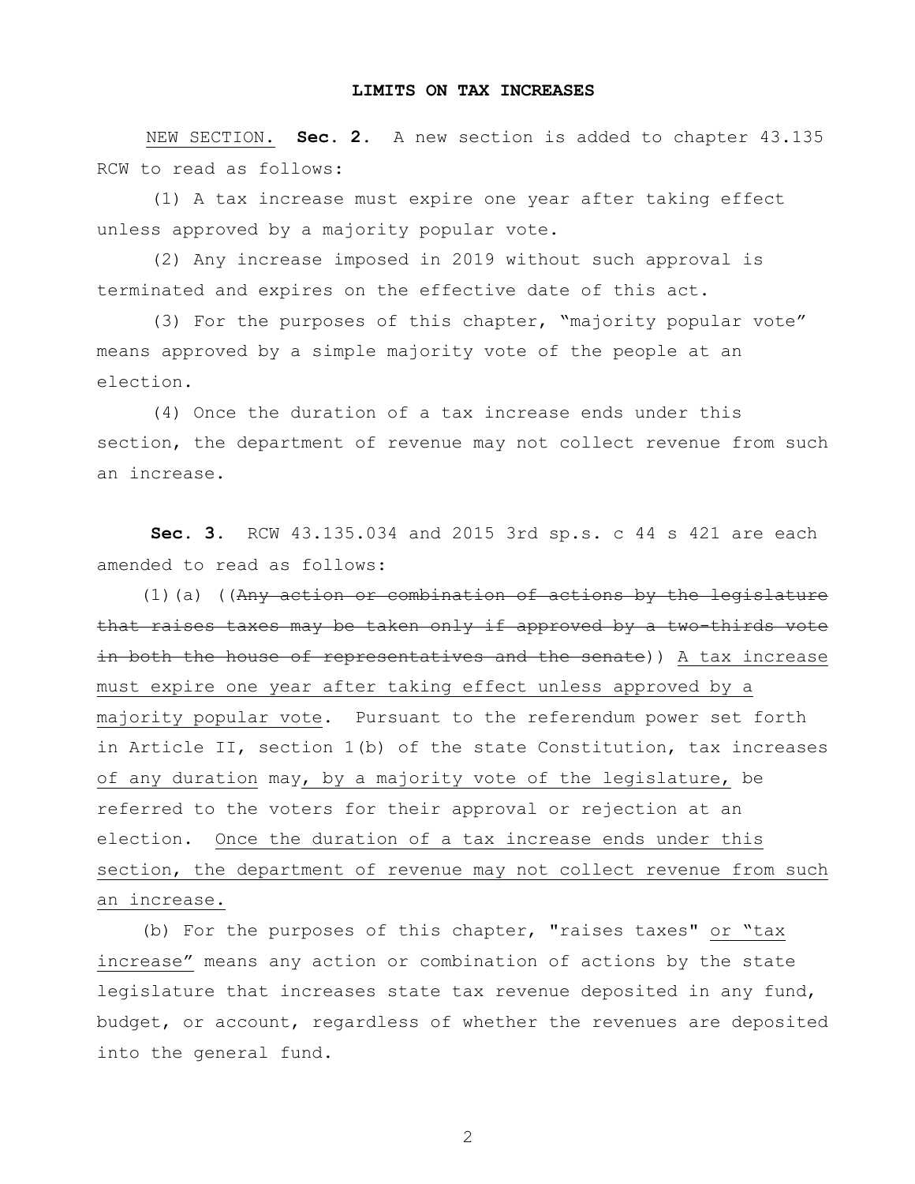**LIMITS ON TAX INCREASES**

NEW SECTION. **Sec. 2.** A new section is added to chapter 43.135 RCW to read as follows:

(1) A tax increase must expire one year after taking effect unless approved by a majority popular vote.

(2) Any increase imposed in 2019 without such approval is terminated and expires on the effective date of this act.

(3) For the purposes of this chapter, "majority popular vote" means approved by a simple majority vote of the people at an election.

(4) Once the duration of a tax increase ends under this section, the department of revenue may not collect revenue from such an increase.

**Sec. 3.** RCW 43.135.034 and 2015 3rd sp.s. c 44 s 421 are each amended to read as follows:

(1)(a) ((~~Any action or combination of actions by the legislature that raises taxes may be taken only if approved by a two-thirds vote in both the house of representatives and the senate~~)) <u>A tax increase must expire one year after taking effect unless approved by a majority popular vote</u>. Pursuant to the referendum power set forth in Article II, section 1(b) of the state Constitution, tax increases <u>of any duration</u> may<u>, by a majority vote of the legislature,</u> be referred to the voters for their approval or rejection at an election. <u>Once the duration of a tax increase ends under this section, the department of revenue may not collect revenue from such an increase.</u>

(b) For the purposes of this chapter, "raises taxes" <u>or "tax increase"</u> means any action or combination of actions by the state legislature that increases state tax revenue deposited in any fund, budget, or account, regardless of whether the revenues are deposited into the general fund.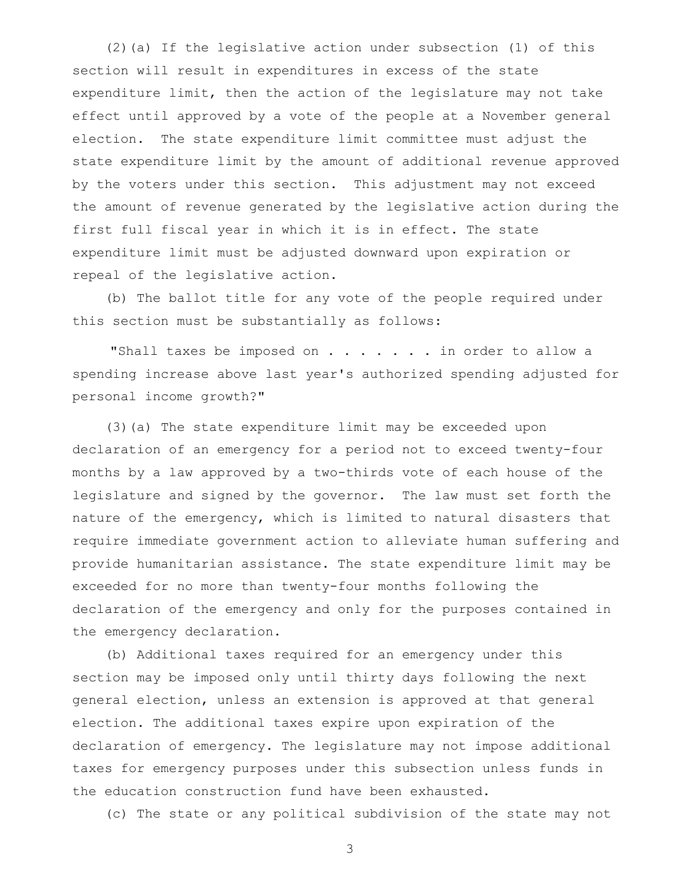(2)(a) If the legislative action under subsection (1) of this section will result in expenditures in excess of the state expenditure limit, then the action of the legislature may not take effect until approved by a vote of the people at a November general election. The state expenditure limit committee must adjust the state expenditure limit by the amount of additional revenue approved by the voters under this section. This adjustment may not exceed the amount of revenue generated by the legislative action during the first full fiscal year in which it is in effect. The state expenditure limit must be adjusted downward upon expiration or repeal of the legislative action.

(b) The ballot title for any vote of the people required under this section must be substantially as follows:

"Shall taxes be imposed on . . . . . . . in order to allow a spending increase above last year's authorized spending adjusted for personal income growth?"

(3)(a) The state expenditure limit may be exceeded upon declaration of an emergency for a period not to exceed twenty-four months by a law approved by a two-thirds vote of each house of the legislature and signed by the governor. The law must set forth the nature of the emergency, which is limited to natural disasters that require immediate government action to alleviate human suffering and provide humanitarian assistance. The state expenditure limit may be exceeded for no more than twenty-four months following the declaration of the emergency and only for the purposes contained in the emergency declaration.

(b) Additional taxes required for an emergency under this section may be imposed only until thirty days following the next general election, unless an extension is approved at that general election. The additional taxes expire upon expiration of the declaration of emergency. The legislature may not impose additional taxes for emergency purposes under this subsection unless funds in the education construction fund have been exhausted.

(c) The state or any political subdivision of the state may not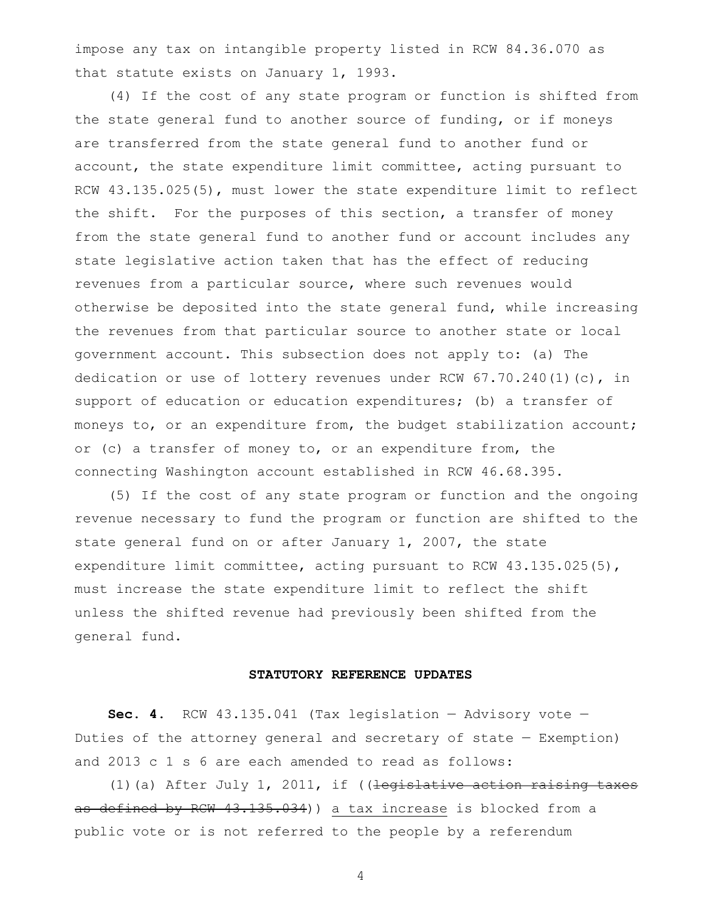impose any tax on intangible property listed in RCW 84.36.070 as that statute exists on January 1, 1993.

(4) If the cost of any state program or function is shifted from the state general fund to another source of funding, or if moneys are transferred from the state general fund to another fund or account, the state expenditure limit committee, acting pursuant to RCW 43.135.025(5), must lower the state expenditure limit to reflect the shift. For the purposes of this section, a transfer of money from the state general fund to another fund or account includes any state legislative action taken that has the effect of reducing revenues from a particular source, where such revenues would otherwise be deposited into the state general fund, while increasing the revenues from that particular source to another state or local government account. This subsection does not apply to: (a) The dedication or use of lottery revenues under RCW 67.70.240(1)(c), in support of education or education expenditures; (b) a transfer of moneys to, or an expenditure from, the budget stabilization account; or (c) a transfer of money to, or an expenditure from, the connecting Washington account established in RCW 46.68.395.

(5) If the cost of any state program or function and the ongoing revenue necessary to fund the program or function are shifted to the state general fund on or after January 1, 2007, the state expenditure limit committee, acting pursuant to RCW 43.135.025(5), must increase the state expenditure limit to reflect the shift unless the shifted revenue had previously been shifted from the general fund.

**STATUTORY REFERENCE UPDATES**

**Sec. 4.** RCW 43.135.041 (Tax legislation — Advisory vote — Duties of the attorney general and secretary of state — Exemption) and 2013 c 1 s 6 are each amended to read as follows:

(1)(a) After July 1, 2011, if ((~~legislative action raising taxes as defined by RCW 43.135.034~~)) <u>a tax increase</u> is blocked from a public vote or is not referred to the people by a referendum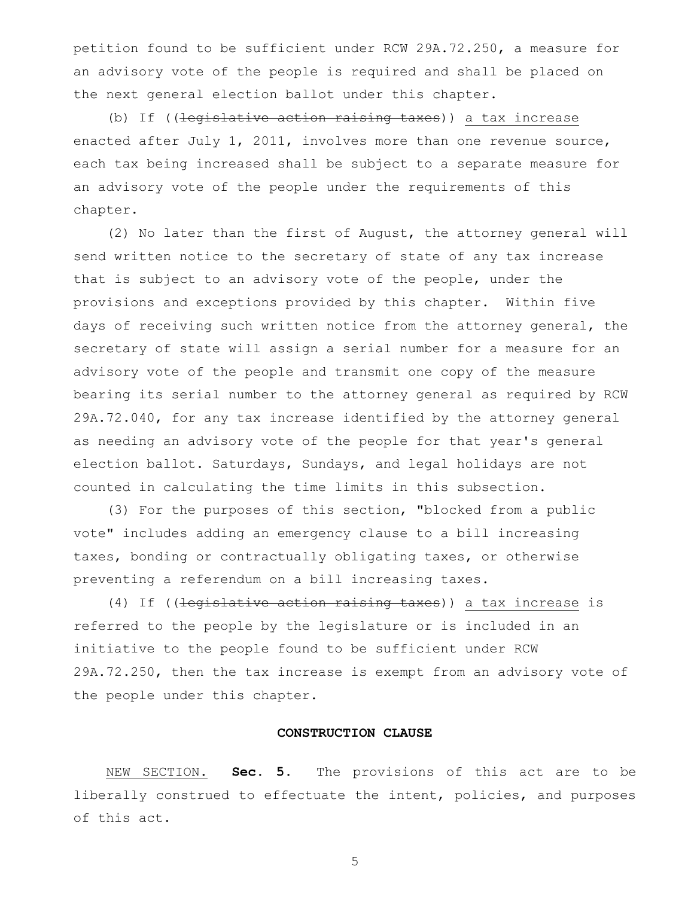petition found to be sufficient under RCW 29A.72.250, a measure for an advisory vote of the people is required and shall be placed on the next general election ballot under this chapter.

(b) If ((~~legislative action raising taxes~~)) <u>a tax increase</u> enacted after July 1, 2011, involves more than one revenue source, each tax being increased shall be subject to a separate measure for an advisory vote of the people under the requirements of this chapter.

(2) No later than the first of August, the attorney general will send written notice to the secretary of state of any tax increase that is subject to an advisory vote of the people, under the provisions and exceptions provided by this chapter. Within five days of receiving such written notice from the attorney general, the secretary of state will assign a serial number for a measure for an advisory vote of the people and transmit one copy of the measure bearing its serial number to the attorney general as required by RCW 29A.72.040, for any tax increase identified by the attorney general as needing an advisory vote of the people for that year's general election ballot. Saturdays, Sundays, and legal holidays are not counted in calculating the time limits in this subsection.

(3) For the purposes of this section, "blocked from a public vote" includes adding an emergency clause to a bill increasing taxes, bonding or contractually obligating taxes, or otherwise preventing a referendum on a bill increasing taxes.

(4) If ((~~legislative action raising taxes~~)) <u>a tax increase</u> is referred to the people by the legislature or is included in an initiative to the people found to be sufficient under RCW 29A.72.250, then the tax increase is exempt from an advisory vote of the people under this chapter.

**CONSTRUCTION CLAUSE**

<u>NEW SECTION.</u> **Sec. 5.** The provisions of this act are to be liberally construed to effectuate the intent, policies, and purposes of this act.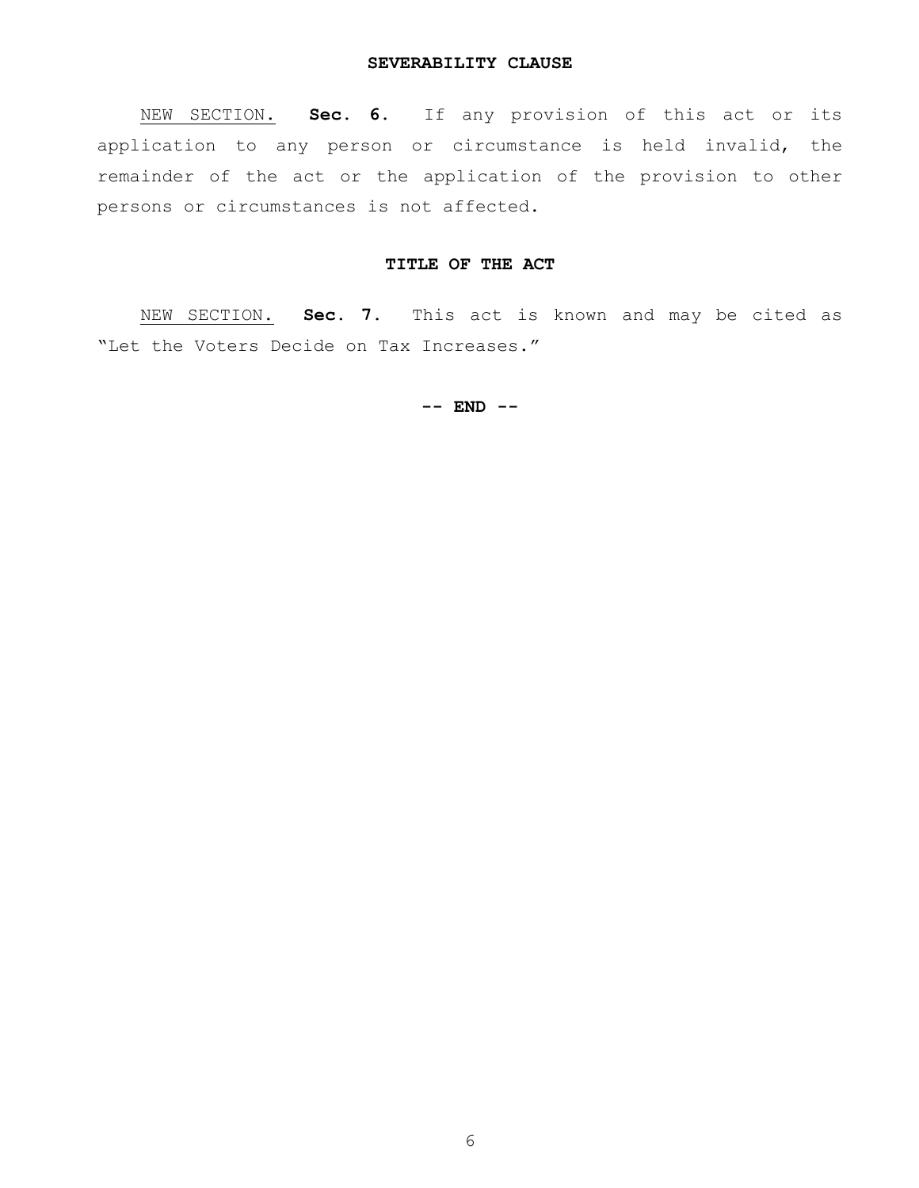## SEVERABILITY CLAUSE

NEW SECTION. **Sec. 6.** If any provision of this act or its application to any person or circumstance is held invalid, the remainder of the act or the application of the provision to other persons or circumstances is not affected.

## TITLE OF THE ACT

NEW SECTION. **Sec. 7.** This act is known and may be cited as "Let the Voters Decide on Tax Increases."

**-- END --**